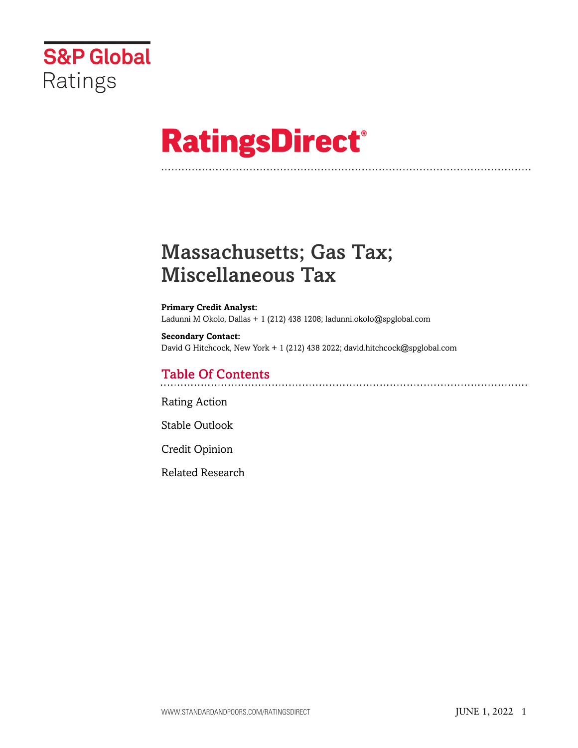S&P Global Ratings

# RatingsDirect®

# Massachusetts; Gas Tax; Miscellaneous Tax

**Primary Credit Analyst:**
Ladunni M Okolo, Dallas + 1 (212) 438 1208; ladunni.okolo@spglobal.com

**Secondary Contact:**
David G Hitchcock, New York + 1 (212) 438 2022; david.hitchcock@spglobal.com

## Table Of Contents

Rating Action

Stable Outlook

Credit Opinion

Related Research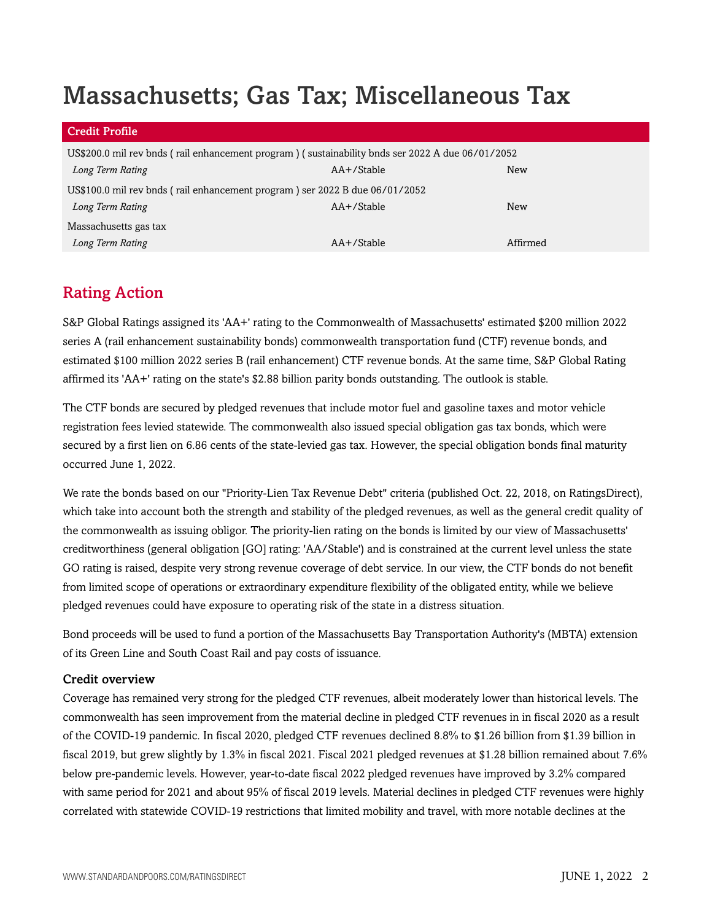# Massachusetts; Gas Tax; Miscellaneous Tax

| Credit Profile | | |
|---|---|---|
| US$200.0 mil rev bnds ( rail enhancement program ) ( sustainability bnds ser 2022 A due 06/01/2052 | | |
| *Long Term Rating* | AA+/Stable | New |
| US$100.0 mil rev bnds ( rail enhancement program ) ser 2022 B due 06/01/2052 | | |
| *Long Term Rating* | AA+/Stable | New |
| Massachusetts gas tax | | |
| *Long Term Rating* | AA+/Stable | Affirmed |

## Rating Action

S&P Global Ratings assigned its 'AA+' rating to the Commonwealth of Massachusetts' estimated $200 million 2022 series A (rail enhancement sustainability bonds) commonwealth transportation fund (CTF) revenue bonds, and estimated $100 million 2022 series B (rail enhancement) CTF revenue bonds. At the same time, S&P Global Rating affirmed its 'AA+' rating on the state's $2.88 billion parity bonds outstanding. The outlook is stable.

The CTF bonds are secured by pledged revenues that include motor fuel and gasoline taxes and motor vehicle registration fees levied statewide. The commonwealth also issued special obligation gas tax bonds, which were secured by a first lien on 6.86 cents of the state-levied gas tax. However, the special obligation bonds final maturity occurred June 1, 2022.

We rate the bonds based on our "Priority-Lien Tax Revenue Debt" criteria (published Oct. 22, 2018, on RatingsDirect), which take into account both the strength and stability of the pledged revenues, as well as the general credit quality of the commonwealth as issuing obligor. The priority-lien rating on the bonds is limited by our view of Massachusetts' creditworthiness (general obligation [GO] rating: 'AA/Stable') and is constrained at the current level unless the state GO rating is raised, despite very strong revenue coverage of debt service. In our view, the CTF bonds do not benefit from limited scope of operations or extraordinary expenditure flexibility of the obligated entity, while we believe pledged revenues could have exposure to operating risk of the state in a distress situation.

Bond proceeds will be used to fund a portion of the Massachusetts Bay Transportation Authority's (MBTA) extension of its Green Line and South Coast Rail and pay costs of issuance.

### Credit overview

Coverage has remained very strong for the pledged CTF revenues, albeit moderately lower than historical levels. The commonwealth has seen improvement from the material decline in pledged CTF revenues in in fiscal 2020 as a result of the COVID-19 pandemic. In fiscal 2020, pledged CTF revenues declined 8.8% to $1.26 billion from $1.39 billion in fiscal 2019, but grew slightly by 1.3% in fiscal 2021. Fiscal 2021 pledged revenues at $1.28 billion remained about 7.6% below pre-pandemic levels. However, year-to-date fiscal 2022 pledged revenues have improved by 3.2% compared with same period for 2021 and about 95% of fiscal 2019 levels. Material declines in pledged CTF revenues were highly correlated with statewide COVID-19 restrictions that limited mobility and travel, with more notable declines at the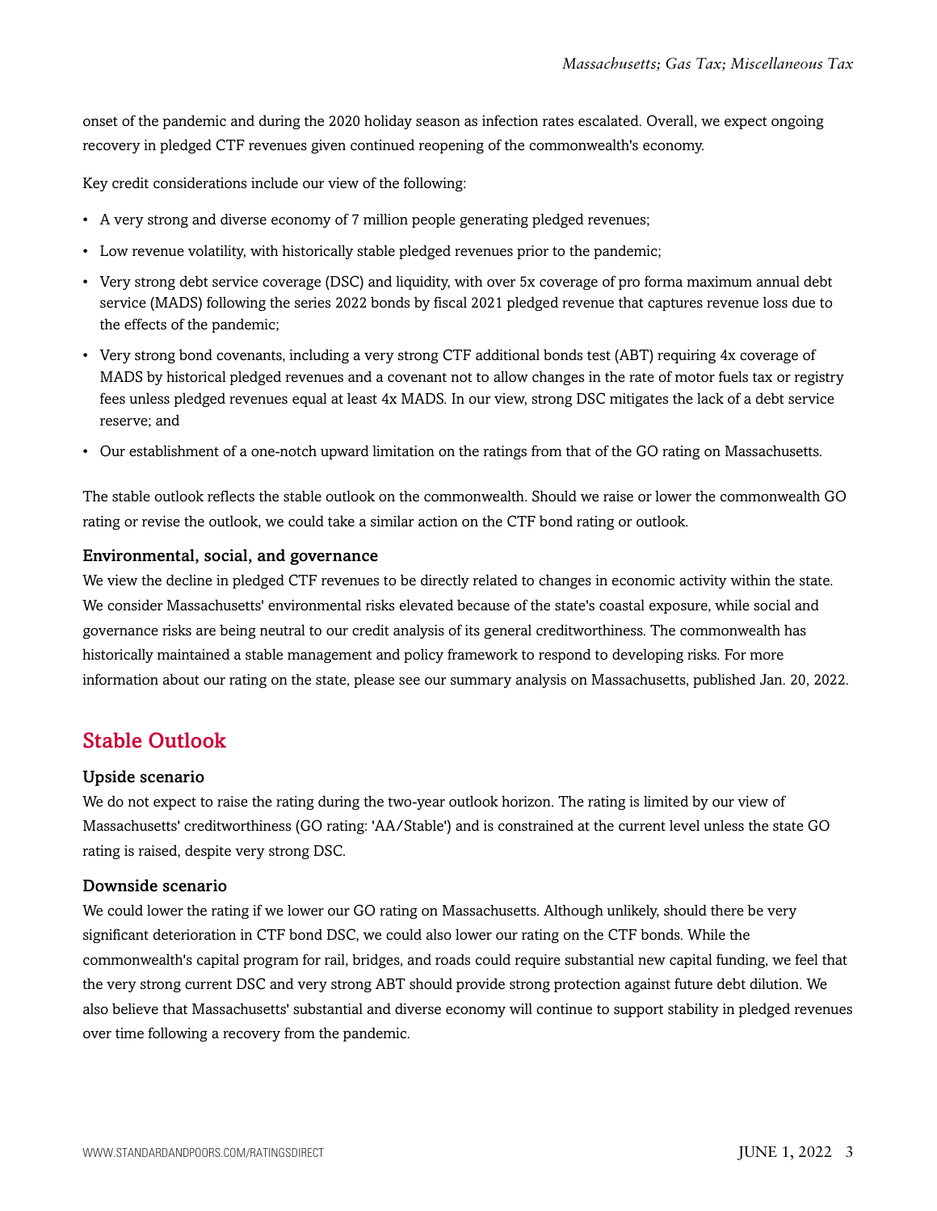onset of the pandemic and during the 2020 holiday season as infection rates escalated. Overall, we expect ongoing recovery in pledged CTF revenues given continued reopening of the commonwealth's economy.

Key credit considerations include our view of the following:

- A very strong and diverse economy of 7 million people generating pledged revenues;
- Low revenue volatility, with historically stable pledged revenues prior to the pandemic;
- Very strong debt service coverage (DSC) and liquidity, with over 5x coverage of pro forma maximum annual debt service (MADS) following the series 2022 bonds by fiscal 2021 pledged revenue that captures revenue loss due to the effects of the pandemic;
- Very strong bond covenants, including a very strong CTF additional bonds test (ABT) requiring 4x coverage of MADS by historical pledged revenues and a covenant not to allow changes in the rate of motor fuels tax or registry fees unless pledged revenues equal at least 4x MADS. In our view, strong DSC mitigates the lack of a debt service reserve; and
- Our establishment of a one-notch upward limitation on the ratings from that of the GO rating on Massachusetts.

The stable outlook reflects the stable outlook on the commonwealth. Should we raise or lower the commonwealth GO rating or revise the outlook, we could take a similar action on the CTF bond rating or outlook.

### Environmental, social, and governance

We view the decline in pledged CTF revenues to be directly related to changes in economic activity within the state. We consider Massachusetts' environmental risks elevated because of the state's coastal exposure, while social and governance risks are being neutral to our credit analysis of its general creditworthiness. The commonwealth has historically maintained a stable management and policy framework to respond to developing risks. For more information about our rating on the state, please see our summary analysis on Massachusetts, published Jan. 20, 2022.

## Stable Outlook

### Upside scenario

We do not expect to raise the rating during the two-year outlook horizon. The rating is limited by our view of Massachusetts' creditworthiness (GO rating: 'AA/Stable') and is constrained at the current level unless the state GO rating is raised, despite very strong DSC.

### Downside scenario

We could lower the rating if we lower our GO rating on Massachusetts. Although unlikely, should there be very significant deterioration in CTF bond DSC, we could also lower our rating on the CTF bonds. While the commonwealth's capital program for rail, bridges, and roads could require substantial new capital funding, we feel that the very strong current DSC and very strong ABT should provide strong protection against future debt dilution. We also believe that Massachusetts' substantial and diverse economy will continue to support stability in pledged revenues over time following a recovery from the pandemic.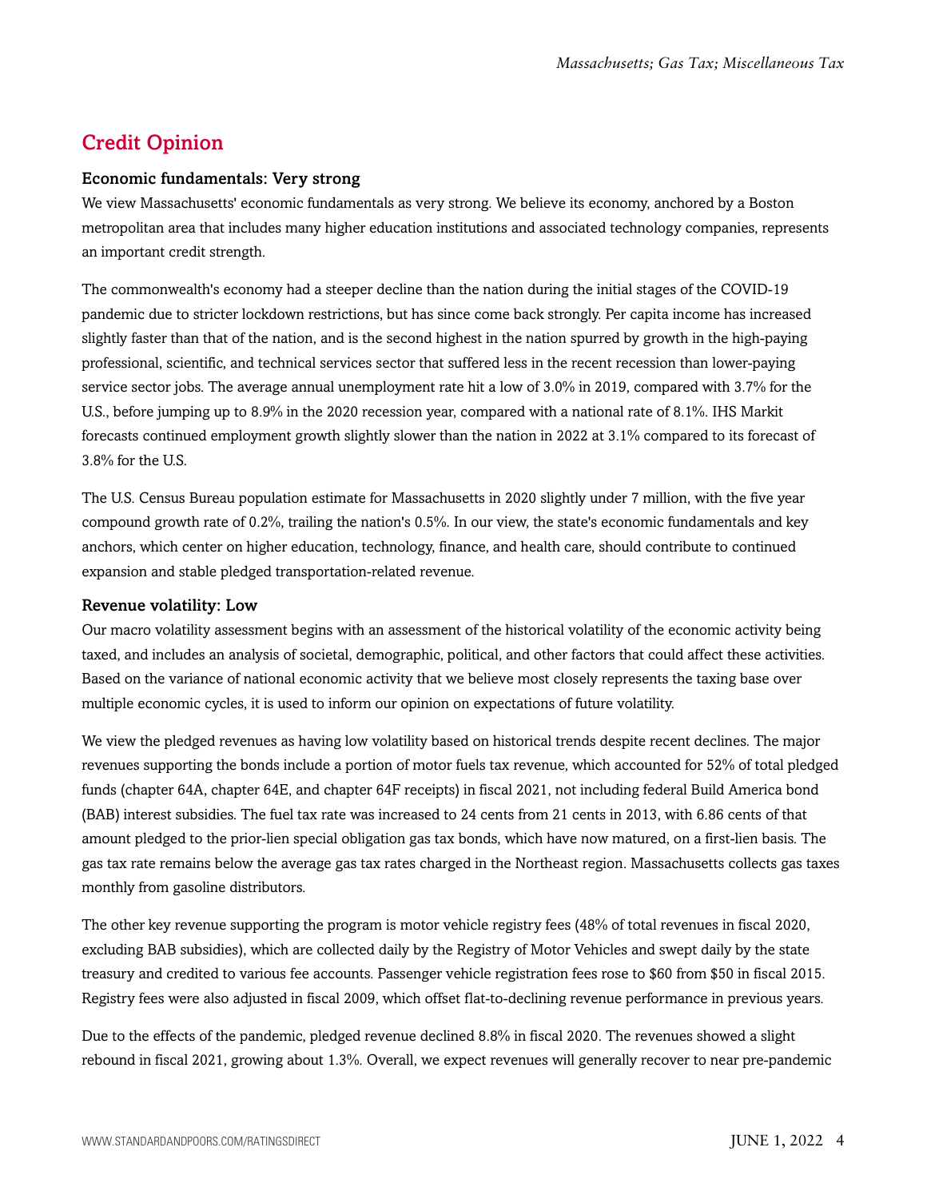## Credit Opinion

### Economic fundamentals: Very strong

We view Massachusetts' economic fundamentals as very strong. We believe its economy, anchored by a Boston metropolitan area that includes many higher education institutions and associated technology companies, represents an important credit strength.

The commonwealth's economy had a steeper decline than the nation during the initial stages of the COVID-19 pandemic due to stricter lockdown restrictions, but has since come back strongly. Per capita income has increased slightly faster than that of the nation, and is the second highest in the nation spurred by growth in the high-paying professional, scientific, and technical services sector that suffered less in the recent recession than lower-paying service sector jobs. The average annual unemployment rate hit a low of 3.0% in 2019, compared with 3.7% for the U.S., before jumping up to 8.9% in the 2020 recession year, compared with a national rate of 8.1%. IHS Markit forecasts continued employment growth slightly slower than the nation in 2022 at 3.1% compared to its forecast of 3.8% for the U.S.

The U.S. Census Bureau population estimate for Massachusetts in 2020 slightly under 7 million, with the five year compound growth rate of 0.2%, trailing the nation's 0.5%. In our view, the state's economic fundamentals and key anchors, which center on higher education, technology, finance, and health care, should contribute to continued expansion and stable pledged transportation-related revenue.

### Revenue volatility: Low

Our macro volatility assessment begins with an assessment of the historical volatility of the economic activity being taxed, and includes an analysis of societal, demographic, political, and other factors that could affect these activities. Based on the variance of national economic activity that we believe most closely represents the taxing base over multiple economic cycles, it is used to inform our opinion on expectations of future volatility.

We view the pledged revenues as having low volatility based on historical trends despite recent declines. The major revenues supporting the bonds include a portion of motor fuels tax revenue, which accounted for 52% of total pledged funds (chapter 64A, chapter 64E, and chapter 64F receipts) in fiscal 2021, not including federal Build America bond (BAB) interest subsidies. The fuel tax rate was increased to 24 cents from 21 cents in 2013, with 6.86 cents of that amount pledged to the prior-lien special obligation gas tax bonds, which have now matured, on a first-lien basis. The gas tax rate remains below the average gas tax rates charged in the Northeast region. Massachusetts collects gas taxes monthly from gasoline distributors.

The other key revenue supporting the program is motor vehicle registry fees (48% of total revenues in fiscal 2020, excluding BAB subsidies), which are collected daily by the Registry of Motor Vehicles and swept daily by the state treasury and credited to various fee accounts. Passenger vehicle registration fees rose to $60 from $50 in fiscal 2015. Registry fees were also adjusted in fiscal 2009, which offset flat-to-declining revenue performance in previous years.

Due to the effects of the pandemic, pledged revenue declined 8.8% in fiscal 2020. The revenues showed a slight rebound in fiscal 2021, growing about 1.3%. Overall, we expect revenues will generally recover to near pre-pandemic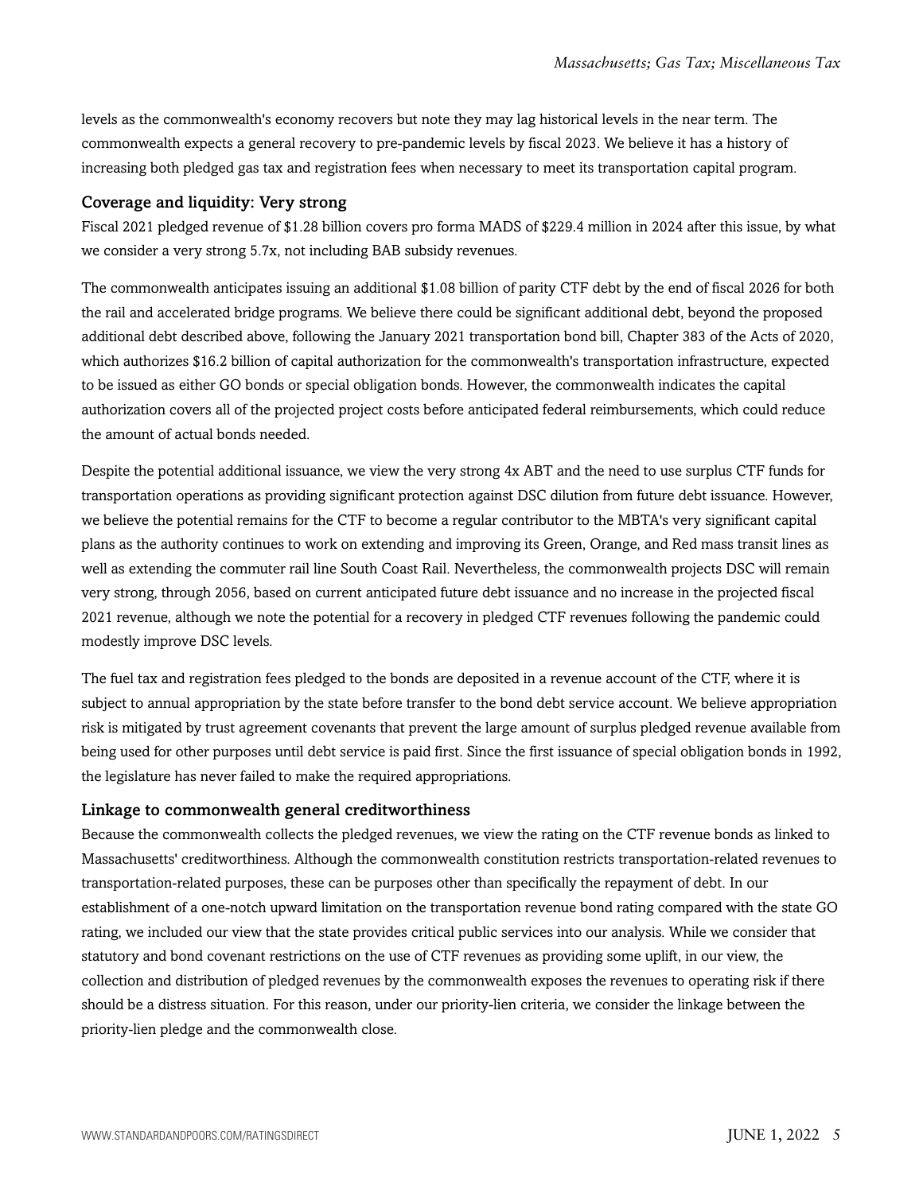levels as the commonwealth's economy recovers but note they may lag historical levels in the near term. The commonwealth expects a general recovery to pre-pandemic levels by fiscal 2023. We believe it has a history of increasing both pledged gas tax and registration fees when necessary to meet its transportation capital program.

### Coverage and liquidity: Very strong

Fiscal 2021 pledged revenue of $1.28 billion covers pro forma MADS of $229.4 million in 2024 after this issue, by what we consider a very strong 5.7x, not including BAB subsidy revenues.

The commonwealth anticipates issuing an additional $1.08 billion of parity CTF debt by the end of fiscal 2026 for both the rail and accelerated bridge programs. We believe there could be significant additional debt, beyond the proposed additional debt described above, following the January 2021 transportation bond bill, Chapter 383 of the Acts of 2020, which authorizes $16.2 billion of capital authorization for the commonwealth's transportation infrastructure, expected to be issued as either GO bonds or special obligation bonds. However, the commonwealth indicates the capital authorization covers all of the projected project costs before anticipated federal reimbursements, which could reduce the amount of actual bonds needed.

Despite the potential additional issuance, we view the very strong 4x ABT and the need to use surplus CTF funds for transportation operations as providing significant protection against DSC dilution from future debt issuance. However, we believe the potential remains for the CTF to become a regular contributor to the MBTA's very significant capital plans as the authority continues to work on extending and improving its Green, Orange, and Red mass transit lines as well as extending the commuter rail line South Coast Rail. Nevertheless, the commonwealth projects DSC will remain very strong, through 2056, based on current anticipated future debt issuance and no increase in the projected fiscal 2021 revenue, although we note the potential for a recovery in pledged CTF revenues following the pandemic could modestly improve DSC levels.

The fuel tax and registration fees pledged to the bonds are deposited in a revenue account of the CTF, where it is subject to annual appropriation by the state before transfer to the bond debt service account. We believe appropriation risk is mitigated by trust agreement covenants that prevent the large amount of surplus pledged revenue available from being used for other purposes until debt service is paid first. Since the first issuance of special obligation bonds in 1992, the legislature has never failed to make the required appropriations.

### Linkage to commonwealth general creditworthiness

Because the commonwealth collects the pledged revenues, we view the rating on the CTF revenue bonds as linked to Massachusetts' creditworthiness. Although the commonwealth constitution restricts transportation-related revenues to transportation-related purposes, these can be purposes other than specifically the repayment of debt. In our establishment of a one-notch upward limitation on the transportation revenue bond rating compared with the state GO rating, we included our view that the state provides critical public services into our analysis. While we consider that statutory and bond covenant restrictions on the use of CTF revenues as providing some uplift, in our view, the collection and distribution of pledged revenues by the commonwealth exposes the revenues to operating risk if there should be a distress situation. For this reason, under our priority-lien criteria, we consider the linkage between the priority-lien pledge and the commonwealth close.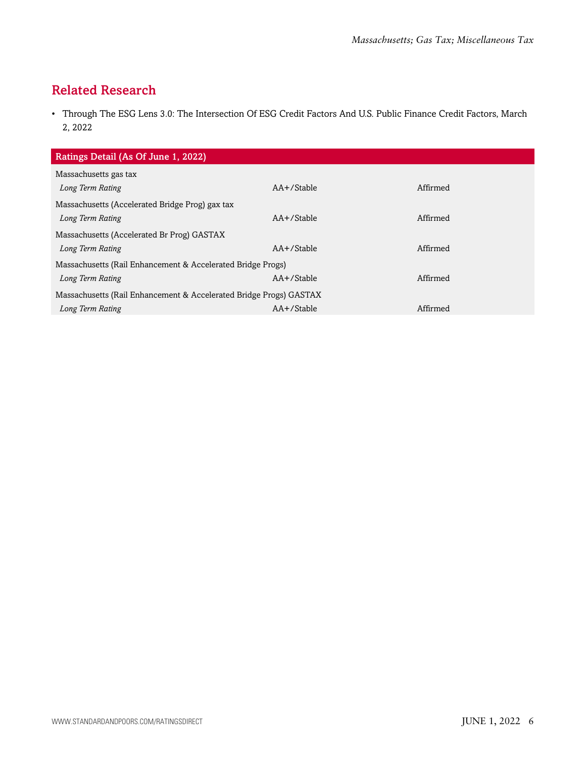## Related Research

- Through The ESG Lens 3.0: The Intersection Of ESG Credit Factors And U.S. Public Finance Credit Factors, March 2, 2022

| Ratings Detail (As Of June 1, 2022) | | |
|---|---|---|
| Massachusetts gas tax | | |
| *Long Term Rating* | AA+/Stable | Affirmed |
| Massachusetts (Accelerated Bridge Prog) gax tax | | |
| *Long Term Rating* | AA+/Stable | Affirmed |
| Massachusetts (Accelerated Br Prog) GASTAX | | |
| *Long Term Rating* | AA+/Stable | Affirmed |
| Massachusetts (Rail Enhancement & Accelerated Bridge Progs) | | |
| *Long Term Rating* | AA+/Stable | Affirmed |
| Massachusetts (Rail Enhancement & Accelerated Bridge Progs) GASTAX | | |
| *Long Term Rating* | AA+/Stable | Affirmed |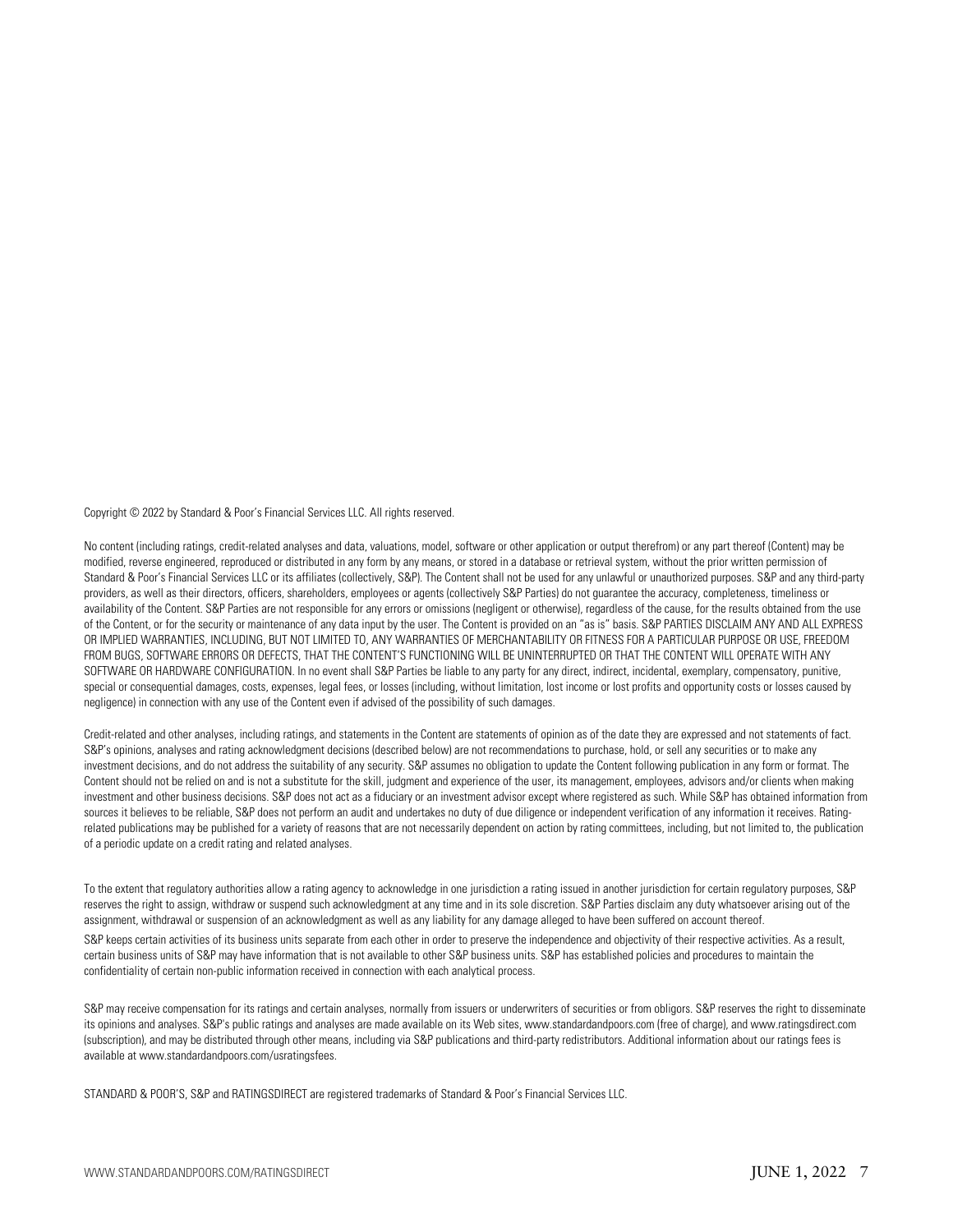Copyright © 2022 by Standard & Poor's Financial Services LLC. All rights reserved.

No content (including ratings, credit-related analyses and data, valuations, model, software or other application or output therefrom) or any part thereof (Content) may be modified, reverse engineered, reproduced or distributed in any form by any means, or stored in a database or retrieval system, without the prior written permission of Standard & Poor's Financial Services LLC or its affiliates (collectively, S&P). The Content shall not be used for any unlawful or unauthorized purposes. S&P and any third-party providers, as well as their directors, officers, shareholders, employees or agents (collectively S&P Parties) do not guarantee the accuracy, completeness, timeliness or availability of the Content. S&P Parties are not responsible for any errors or omissions (negligent or otherwise), regardless of the cause, for the results obtained from the use of the Content, or for the security or maintenance of any data input by the user. The Content is provided on an "as is" basis. S&P PARTIES DISCLAIM ANY AND ALL EXPRESS OR IMPLIED WARRANTIES, INCLUDING, BUT NOT LIMITED TO, ANY WARRANTIES OF MERCHANTABILITY OR FITNESS FOR A PARTICULAR PURPOSE OR USE, FREEDOM FROM BUGS, SOFTWARE ERRORS OR DEFECTS, THAT THE CONTENT'S FUNCTIONING WILL BE UNINTERRUPTED OR THAT THE CONTENT WILL OPERATE WITH ANY SOFTWARE OR HARDWARE CONFIGURATION. In no event shall S&P Parties be liable to any party for any direct, indirect, incidental, exemplary, compensatory, punitive, special or consequential damages, costs, expenses, legal fees, or losses (including, without limitation, lost income or lost profits and opportunity costs or losses caused by negligence) in connection with any use of the Content even if advised of the possibility of such damages.

Credit-related and other analyses, including ratings, and statements in the Content are statements of opinion as of the date they are expressed and not statements of fact. S&P's opinions, analyses and rating acknowledgment decisions (described below) are not recommendations to purchase, hold, or sell any securities or to make any investment decisions, and do not address the suitability of any security. S&P assumes no obligation to update the Content following publication in any form or format. The Content should not be relied on and is not a substitute for the skill, judgment and experience of the user, its management, employees, advisors and/or clients when making investment and other business decisions. S&P does not act as a fiduciary or an investment advisor except where registered as such. While S&P has obtained information from sources it believes to be reliable, S&P does not perform an audit and undertakes no duty of due diligence or independent verification of any information it receives. Rating-related publications may be published for a variety of reasons that are not necessarily dependent on action by rating committees, including, but not limited to, the publication of a periodic update on a credit rating and related analyses.

To the extent that regulatory authorities allow a rating agency to acknowledge in one jurisdiction a rating issued in another jurisdiction for certain regulatory purposes, S&P reserves the right to assign, withdraw or suspend such acknowledgment at any time and in its sole discretion. S&P Parties disclaim any duty whatsoever arising out of the assignment, withdrawal or suspension of an acknowledgment as well as any liability for any damage alleged to have been suffered on account thereof.

S&P keeps certain activities of its business units separate from each other in order to preserve the independence and objectivity of their respective activities. As a result, certain business units of S&P may have information that is not available to other S&P business units. S&P has established policies and procedures to maintain the confidentiality of certain non-public information received in connection with each analytical process.

S&P may receive compensation for its ratings and certain analyses, normally from issuers or underwriters of securities or from obligors. S&P reserves the right to disseminate its opinions and analyses. S&P's public ratings and analyses are made available on its Web sites, www.standardandpoors.com (free of charge), and www.ratingsdirect.com (subscription), and may be distributed through other means, including via S&P publications and third-party redistributors. Additional information about our ratings fees is available at www.standardandpoors.com/usratingsfees.

STANDARD & POOR'S, S&P and RATINGSDIRECT are registered trademarks of Standard & Poor's Financial Services LLC.